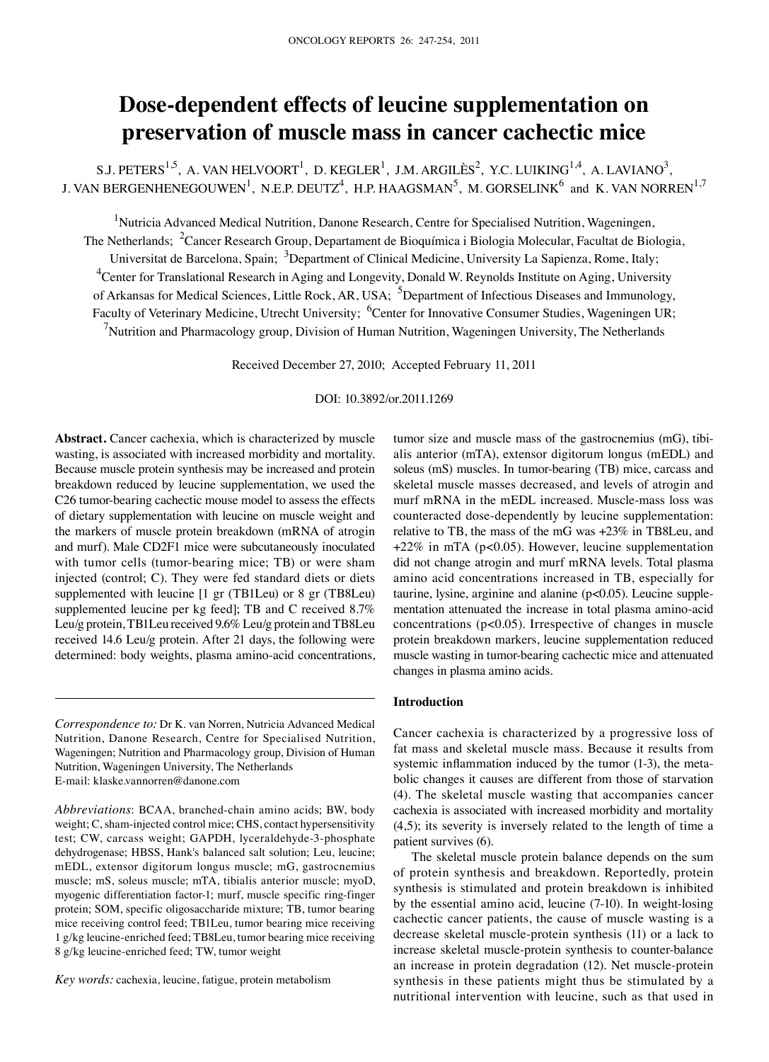# Dose-dependent effects of leucine supplementation on preservation of muscle mass in cancer cachectic mice

S.J. PETERS[1,5], A. VAN HELVOORT[1], D. KEGLER[1], J.M. ARGILÈS[2], Y.C. LUIKING[1,4], A. LAVIANO[3], J. VAN BERGENHENEGOUWEN[1], N.E.P. DEUTZ[4], H.P. HAAGSMAN[5], M. GORSELINK[6] and K. VAN NORREN[1,7]

[1]Nutricia Advanced Medical Nutrition, Danone Research, Centre for Specialised Nutrition, Wageningen, The Netherlands; [2]Cancer Research Group, Departament de Bioquímica i Biologia Molecular, Facultat de Biologia, Universitat de Barcelona, Spain; [3]Department of Clinical Medicine, University La Sapienza, Rome, Italy; [4]Center for Translational Research in Aging and Longevity, Donald W. Reynolds Institute on Aging, University of Arkansas for Medical Sciences, Little Rock, AR, USA; [5]Department of Infectious Diseases and Immunology, Faculty of Veterinary Medicine, Utrecht University; [6]Center for Innovative Consumer Studies, Wageningen UR; [7]Nutrition and Pharmacology group, Division of Human Nutrition, Wageningen University, The Netherlands

Received December 27, 2010; Accepted February 11, 2011

DOI: 10.3892/or.2011.1269

**Abstract.** Cancer cachexia, which is characterized by muscle wasting, is associated with increased morbidity and mortality. Because muscle protein synthesis may be increased and protein breakdown reduced by leucine supplementation, we used the C26 tumor-bearing cachectic mouse model to assess the effects of dietary supplementation with leucine on muscle weight and the markers of muscle protein breakdown (mRNA of atrogin and murf). Male CD2F1 mice were subcutaneously inoculated with tumor cells (tumor-bearing mice; TB) or were sham injected (control; C). They were fed standard diets or diets supplemented with leucine [1 gr (TB1Leu) or 8 gr (TB8Leu) supplemented leucine per kg feed]; TB and C received 8.7% Leu/g protein, TB1Leu received 9.6% Leu/g protein and TB8Leu received 14.6 Leu/g protein. After 21 days, the following were determined: body weights, plasma amino-acid concentrations, tumor size and muscle mass of the gastrocnemius (mG), tibialis anterior (mTA), extensor digitorum longus (mEDL) and soleus (mS) muscles. In tumor-bearing (TB) mice, carcass and skeletal muscle masses decreased, and levels of atrogin and murf mRNA in the mEDL increased. Muscle-mass loss was counteracted dose-dependently by leucine supplementation: relative to TB, the mass of the mG was +23% in TB8Leu, and +22% in mTA ($p<0.05$). However, leucine supplementation did not change atrogin and murf mRNA levels. Total plasma amino acid concentrations increased in TB, especially for taurine, lysine, arginine and alanine ($p<0.05$). Leucine supplementation attenuated the increase in total plasma amino-acid concentrations ($p<0.05$). Irrespective of changes in muscle protein breakdown markers, leucine supplementation reduced muscle wasting in tumor-bearing cachectic mice and attenuated changes in plasma amino acids.

*Correspondence to:* Dr K. van Norren, Nutricia Advanced Medical Nutrition, Danone Research, Centre for Specialised Nutrition, Wageningen; Nutrition and Pharmacology group, Division of Human Nutrition, Wageningen University, The Netherlands
E-mail: klaske.vannorren@danone.com

*Abbreviations*: BCAA, branched-chain amino acids; BW, body weight; C, sham-injected control mice; CHS, contact hypersensitivity test; CW, carcass weight; GAPDH, lyceraldehyde-3-phosphate dehydrogenase; HBSS, Hank's balanced salt solution; Leu, leucine; mEDL, extensor digitorum longus muscle; mG, gastrocnemius muscle; mS, soleus muscle; mTA, tibialis anterior muscle; myoD, myogenic differentiation factor-1; murf, muscle specific ring-finger protein; SOM, specific oligosaccharide mixture; TB, tumor bearing mice receiving control feed; TB1Leu, tumor bearing mice receiving 1 g/kg leucine-enriched feed; TB8Leu, tumor bearing mice receiving 8 g/kg leucine-enriched feed; TW, tumor weight

*Key words:* cachexia, leucine, fatigue, protein metabolism

## Introduction

Cancer cachexia is characterized by a progressive loss of fat mass and skeletal muscle mass. Because it results from systemic inflammation induced by the tumor (1-3), the metabolic changes it causes are different from those of starvation (4). The skeletal muscle wasting that accompanies cancer cachexia is associated with increased morbidity and mortality (4,5); its severity is inversely related to the length of time a patient survives (6).

The skeletal muscle protein balance depends on the sum of protein synthesis and breakdown. Reportedly, protein synthesis is stimulated and protein breakdown is inhibited by the essential amino acid, leucine (7-10). In weight-losing cachectic cancer patients, the cause of muscle wasting is a decrease skeletal muscle-protein synthesis (11) or a lack to increase skeletal muscle-protein synthesis to counter-balance an increase in protein degradation (12). Net muscle-protein synthesis in these patients might thus be stimulated by a nutritional intervention with leucine, such as that used in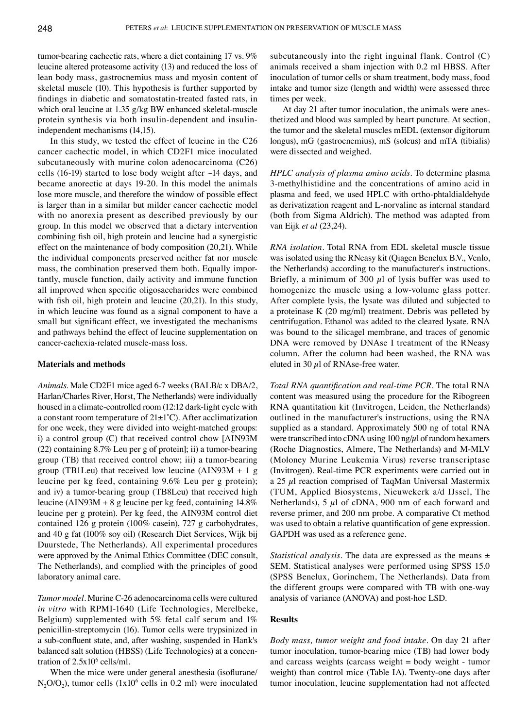tumor-bearing cachectic rats, where a diet containing 17 vs. 9% leucine altered proteasome activity (13) and reduced the loss of lean body mass, gastrocnemius mass and myosin content of skeletal muscle (10). This hypothesis is further supported by findings in diabetic and somatostatin-treated fasted rats, in which oral leucine at 1.35 g/kg BW enhanced skeletal-muscle protein synthesis via both insulin-dependent and insulin-independent mechanisms (14,15).

In this study, we tested the effect of leucine in the C26 cancer cachectic model, in which CD2F1 mice inoculated subcutaneously with murine colon adenocarcinoma (C26) cells (16-19) started to lose body weight after ~14 days, and became anorectic at days 19-20. In this model the animals lose more muscle, and therefore the window of possible effect is larger than in a similar but milder cancer cachectic model with no anorexia present as described previously by our group. In this model we observed that a dietary intervention combining fish oil, high protein and leucine had a synergistic effect on the maintenance of body composition (20,21). While the individual components preserved neither fat nor muscle mass, the combination preserved them both. Equally importantly, muscle function, daily activity and immune function all improved when specific oligosaccharides were combined with fish oil, high protein and leucine (20,21). In this study, in which leucine was found as a signal component to have a small but significant effect, we investigated the mechanisms and pathways behind the effect of leucine supplementation on cancer-cachexia-related muscle-mass loss.

## Materials and methods

*Animals.* Male CD2F1 mice aged 6-7 weeks (BALB/c x DBA/2, Harlan/Charles River, Horst, The Netherlands) were individually housed in a climate-controlled room (12:12 dark-light cycle with a constant room temperature of 21±1˚C). After acclimatization for one week, they were divided into weight-matched groups: i) a control group (C) that received control chow [AIN93M (22) containing 8.7% Leu per g of protein]; ii) a tumor-bearing group (TB) that received control chow; iii) a tumor-bearing group (TB1Leu) that received low leucine (AIN93M + 1 g leucine per kg feed, containing 9.6% Leu per g protein); and iv) a tumor-bearing group (TB8Leu) that received high leucine (AIN93M + 8 g leucine per kg feed, containing 14.8% leucine per g protein). Per kg feed, the AIN93M control diet contained 126 g protein (100% casein), 727 g carbohydrates, and 40 g fat (100% soy oil) (Research Diet Services, Wijk bij Duurstede, The Netherlands). All experimental procedures were approved by the Animal Ethics Committee (DEC consult, The Netherlands), and complied with the principles of good laboratory animal care.

*Tumor model.* Murine C-26 adenocarcinoma cells were cultured *in vitro* with RPMI-1640 (Life Technologies, Merelbeke, Belgium) supplemented with 5% fetal calf serum and 1% penicillin-streptomycin (16). Tumor cells were trypsinized in a sub-confluent state, and, after washing, suspended in Hank's balanced salt solution (HBSS) (Life Technologies) at a concentration of $2.5 \times 10^6$ cells/ml.

When the mice were under general anesthesia (isoflurane/$N_2O/O_2$), tumor cells ($1 \times 10^6$ cells in 0.2 ml) were inoculated subcutaneously into the right inguinal flank. Control (C) animals received a sham injection with 0.2 ml HBSS. After inoculation of tumor cells or sham treatment, body mass, food intake and tumor size (length and width) were assessed three times per week.

At day 21 after tumor inoculation, the animals were anesthetized and blood was sampled by heart puncture. At section, the tumor and the skeletal muscles mEDL (extensor digitorum longus), mG (gastrocnemius), mS (soleus) and mTA (tibialis) were dissected and weighed.

*HPLC analysis of plasma amino acids.* To determine plasma 3-methylhistidine and the concentrations of amino acid in plasma and feed, we used HPLC with ortho-phtaldialdehyde as derivatization reagent and L-norvaline as internal standard (both from Sigma Aldrich). The method was adapted from van Eijk *et al* (23,24).

*RNA isolation.* Total RNA from EDL skeletal muscle tissue was isolated using the RNeasy kit (Qiagen Benelux B.V., Venlo, the Netherlands) according to the manufacturer's instructions. Briefly, a minimum of 300 $\mu$l of lysis buffer was used to homogenize the muscle using a low-volume glass potter. After complete lysis, the lysate was diluted and subjected to a proteinase K (20 mg/ml) treatment. Debris was pelleted by centrifugation. Ethanol was added to the cleared lysate. RNA was bound to the silicagel membrane, and traces of genomic DNA were removed by DNAse I treatment of the RNeasy column. After the column had been washed, the RNA was eluted in 30 $\mu$l of RNAse-free water.

*Total RNA quantification and real-time PCR.* The total RNA content was measured using the procedure for the Ribogreen RNA quantitation kit (Invitrogen, Leiden, the Netherlands) outlined in the manufacturer's instructions, using the RNA supplied as a standard. Approximately 500 ng of total RNA were transcribed into cDNA using 100 ng/$\mu$l of random hexamers (Roche Diagnostics, Almere, The Netherlands) and M-MLV (Moloney Murine Leukemia Virus) reverse transcriptase (Invitrogen). Real-time PCR experiments were carried out in a 25 $\mu$l reaction comprised of TaqMan Universal Mastermix (TUM, Applied Biosystems, Nieuwekerk a/d IJssel, The Netherlands), 5 $\mu$l of cDNA, 900 nm of each forward and reverse primer, and 200 nm probe. A comparative Ct method was used to obtain a relative quantification of gene expression. GAPDH was used as a reference gene.

*Statistical analysis.* The data are expressed as the means ± SEM. Statistical analyses were performed using SPSS 15.0 (SPSS Benelux, Gorinchem, The Netherlands). Data from the different groups were compared with TB with one-way analysis of variance (ANOVA) and post-hoc LSD.

## Results

*Body mass, tumor weight and food intake.* On day 21 after tumor inoculation, tumor-bearing mice (TB) had lower body and carcass weights (carcass weight = body weight - tumor weight) than control mice (Table IA). Twenty-one days after tumor inoculation, leucine supplementation had not affected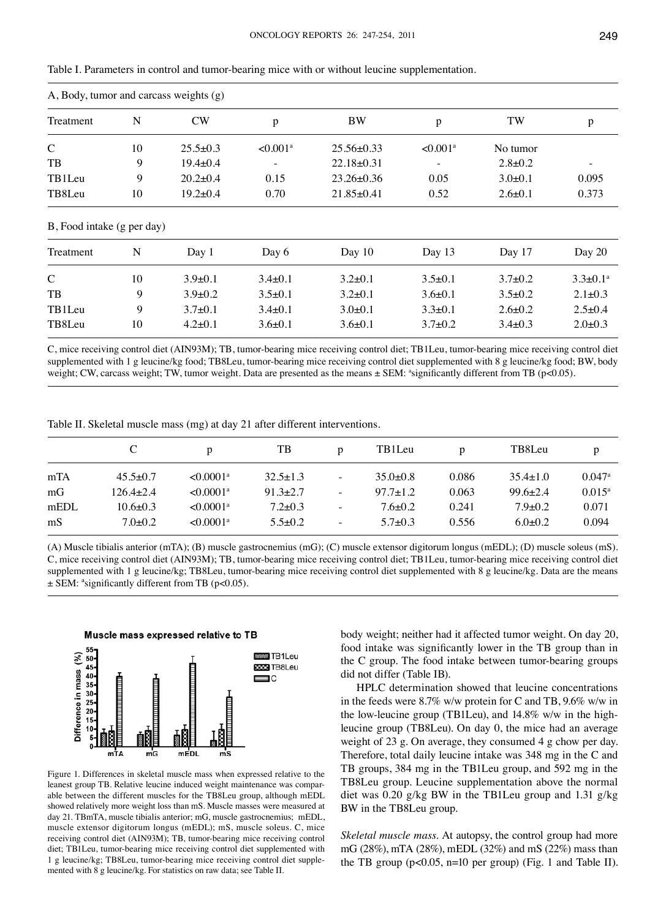Table I. Parameters in control and tumor-bearing mice with or without leucine supplementation.

A, Body, tumor and carcass weights (g)

| Treatment | N | CW | p | BW | p | TW | p |
|---|---|---|---|---|---|---|---|
| C | 10 | 25.5±0.3 | <0.001[a] | 25.56±0.33 | <0.001[a] | No tumor | |
| TB | 9 | 19.4±0.4 | - | 22.18±0.31 | - | 2.8±0.2 | - |
| TB1Leu | 9 | 20.2±0.4 | 0.15 | 23.26±0.36 | 0.05 | 3.0±0.1 | 0.095 |
| TB8Leu | 10 | 19.2±0.4 | 0.70 | 21.85±0.41 | 0.52 | 2.6±0.1 | 0.373 |

B, Food intake (g per day)

| Treatment | N | Day 1 | Day 6 | Day 10 | Day 13 | Day 17 | Day 20 |
|---|---|---|---|---|---|---|---|
| C | 10 | 3.9±0.1 | 3.4±0.1 | 3.2±0.1 | 3.5±0.1 | 3.7±0.2 | 3.3±0.1[a] |
| TB | 9 | 3.9±0.2 | 3.5±0.1 | 3.2±0.1 | 3.6±0.1 | 3.5±0.2 | 2.1±0.3 |
| TB1Leu | 9 | 3.7±0.1 | 3.4±0.1 | 3.0±0.1 | 3.3±0.1 | 2.6±0.2 | 2.5±0.4 |
| TB8Leu | 10 | 4.2±0.1 | 3.6±0.1 | 3.6±0.1 | 3.7±0.2 | 3.4±0.3 | 2.0±0.3 |

C, mice receiving control diet (AIN93M); TB, tumor-bearing mice receiving control diet; TB1Leu, tumor-bearing mice receiving control diet supplemented with 1 g leucine/kg food; TB8Leu, tumor-bearing mice receiving control diet supplemented with 8 g leucine/kg food; BW, body weight; CW, carcass weight; TW, tumor weight. Data are presented as the means ± SEM: [a]significantly different from TB (p<0.05).

Table II. Skeletal muscle mass (mg) at day 21 after different interventions.

| | C | p | TB | p | TB1Leu | p | TB8Leu | p |
|---|---|---|---|---|---|---|---|---|
| mTA | 45.5±0.7 | <0.0001[a] | 32.5±1.3 | - | 35.0±0.8 | 0.086 | 35.4±1.0 | 0.047[a] |
| mG | 126.4±2.4 | <0.0001[a] | 91.3±2.7 | - | 97.7±1.2 | 0.063 | 99.6±2.4 | 0.015[a] |
| mEDL | 10.6±0.3 | <0.0001[a] | 7.2±0.3 | - | 7.6±0.2 | 0.241 | 7.9±0.2 | 0.071 |
| mS | 7.0±0.2 | <0.0001[a] | 5.5±0.2 | - | 5.7±0.3 | 0.556 | 6.0±0.2 | 0.094 |

(A) Muscle tibialis anterior (mTA); (B) muscle gastrocnemius (mG); (C) muscle extensor digitorum longus (mEDL); (D) muscle soleus (mS). C, mice receiving control diet (AIN93M); TB, tumor-bearing mice receiving control diet; TB1Leu, tumor-bearing mice receiving control diet supplemented with 1 g leucine/kg; TB8Leu, tumor-bearing mice receiving control diet supplemented with 8 g leucine/kg. Data are the means ± SEM: [a]significantly different from TB (p<0.05).

Figure 1. Differences in skeletal muscle mass when expressed relative to the leanest group TB. Relative leucine induced weight maintenance was comparable between the different muscles for the TB8Leu group, although mEDL showed relatively more weight loss than mS. Muscle masses were measured at day 21. TBmTA, muscle tibialis anterior; mG, muscle gastrocnemius; mEDL, muscle extensor digitorum longus (mEDL); mS, muscle soleus. C, mice receiving control diet (AIN93M); TB, tumor-bearing mice receiving control diet; TB1Leu, tumor-bearing mice receiving control diet supplemented with 1 g leucine/kg; TB8Leu, tumor-bearing mice receiving control diet supplemented with 8 g leucine/kg. For statistics on raw data; see Table II.

body weight; neither had it affected tumor weight. On day 20, food intake was significantly lower in the TB group than in the C group. The food intake between tumor-bearing groups did not differ (Table IB).

HPLC determination showed that leucine concentrations in the feeds were 8.7% w/w protein for C and TB, 9.6% w/w in the low-leucine group (TB1Leu), and 14.8% w/w in the high-leucine group (TB8Leu). On day 0, the mice had an average weight of 23 g. On average, they consumed 4 g chow per day. Therefore, total daily leucine intake was 348 mg in the C and TB groups, 384 mg in the TB1Leu group, and 592 mg in the TB8Leu group. Leucine supplementation above the normal diet was 0.20 g/kg BW in the TB1Leu group and 1.31 g/kg BW in the TB8Leu group.

*Skeletal muscle mass.* At autopsy, the control group had more mG (28%), mTA (28%), mEDL (32%) and mS (22%) mass than the TB group (p<0.05, n=10 per group) (Fig. 1 and Table II).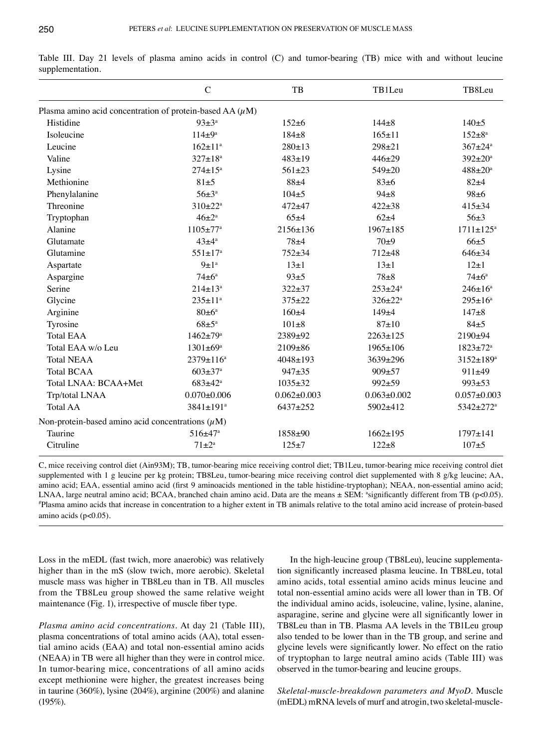Table III. Day 21 levels of plasma amino acids in control (C) and tumor-bearing (TB) mice with and without leucine supplementation.

| | C | TB | TB1Leu | TB8Leu |
|---|---|---|---|---|
| Plasma amino acid concentration of protein-based AA ($\mu$M) | | | | |
| Histidine | 93±3[a] | 152±6 | 144±8 | 140±5 |
| Isoleucine | 114±9[a] | 184±8 | 165±11 | 152±8[a] |
| Leucine | 162±11[a] | 280±13 | 298±21 | 367±24[a] |
| Valine | 327±18[a] | 483±19 | 446±29 | 392±20[a] |
| Lysine | 274±15[a] | 561±23 | 549±20 | 488±20[a] |
| Methionine | 81±5 | 88±4 | 83±6 | 82±4 |
| Phenylalanine | 56±3[a] | 104±5 | 94±8 | 98±6 |
| Threonine | 310±22[a] | 472±47 | 422±38 | 415±34 |
| Tryptophan | 46±2[a] | 65±4 | 62±4 | 56±3 |
| Alanine | 1105±77[a] | 2156±136 | 1967±185 | 1711±125[a] |
| Glutamate | 43±4[a] | 78±4 | 70±9 | 66±5 |
| Glutamine | 551±17[a] | 752±34 | 712±48 | 646±34 |
| Aspartate | 9±1[a] | 13±1 | 13±1 | 12±1 |
| Aspargine | 74±6[a] | 93±5 | 78±8 | 74±6[a] |
| Serine | 214±13[a] | 322±37 | 253±24[a] | 246±16[a] |
| Glycine | 235±11[a] | 375±22 | 326±22[a] | 295±16[a] |
| Arginine | 80±6[a] | 160±4 | 149±4 | 147±8 |
| Tyrosine | 68±5[a] | 101±8 | 87±10 | 84±5 |
| Total EAA | 1462±79[a] | 2389±92 | 2263±125 | 2190±94 |
| Total EAA w/o Leu | 1301±69[a] | 2109±86 | 1965±106 | 1823±72[a] |
| Total NEAA | 2379±116[a] | 4048±193 | 3639±296 | 3152±189[a] |
| Total BCAA | 603±37[a] | 947±35 | 909±57 | 911±49 |
| Total LNAA: BCAA+Met | 683±42[a] | 1035±32 | 992±59 | 993±53 |
| Trp/total LNAA | 0.070±0.006 | 0.062±0.003 | 0.063±0.002 | 0.057±0.003 |
| Total AA | 3841±191[a] | 6437±252 | 5902±412 | 5342±272[a] |
| Non-protein-based amino acid concentrations ($\mu$M) | | | | |
| Taurine | 516±47[a] | 1858±90 | 1662±195 | 1797±141 |
| Citruline | 71±2[a] | 125±7 | 122±8 | 107±5 |

C, mice receiving control diet (Ain93M); TB, tumor-bearing mice receiving control diet; TB1Leu, tumor-bearing mice receiving control diet supplemented with 1 g leucine per kg protein; TB8Leu, tumor-bearing mice receiving control diet supplemented with 8 g/kg leucine; AA, amino acid; EAA, essential amino acid (first 9 aminoacids mentioned in the table histidine-tryptophan); NEAA, non-essential amino acid; LNAA, large neutral amino acid; BCAA, branched chain amino acid. Data are the means ± SEM: [a]significantly different from TB ($p<0.05$). [#]Plasma amino acids that increase in concentration to a higher extent in TB animals relative to the total amino acid increase of protein-based amino acids ($p<0.05$).

Loss in the mEDL (fast twich, more anaerobic) was relatively higher than in the mS (slow twich, more aerobic). Skeletal muscle mass was higher in TB8Leu than in TB. All muscles from the TB8Leu group showed the same relative weight maintenance (Fig. 1), irrespective of muscle fiber type.

*Plasma amino acid concentrations*. At day 21 (Table III), plasma concentrations of total amino acids (AA), total essential amino acids (EAA) and total non-essential amino acids (NEAA) in TB were all higher than they were in control mice. In tumor-bearing mice, concentrations of all amino acids except methionine were higher, the greatest increases being in taurine (360%), lysine (204%), arginine (200%) and alanine (195%).

In the high-leucine group (TB8Leu), leucine supplementation significantly increased plasma leucine. In TB8Leu, total amino acids, total essential amino acids minus leucine and total non-essential amino acids were all lower than in TB. Of the individual amino acids, isoleucine, valine, lysine, alanine, asparagine, serine and glycine were all significantly lower in TB8Leu than in TB. Plasma AA levels in the TB1Leu group also tended to be lower than in the TB group, and serine and glycine levels were significantly lower. No effect on the ratio of tryptophan to large neutral amino acids (Table III) was observed in the tumor-bearing and leucine groups.

*Skeletal-muscle-breakdown parameters and MyoD*. Muscle (mEDL) mRNA levels of murf and atrogin, two skeletal-muscle-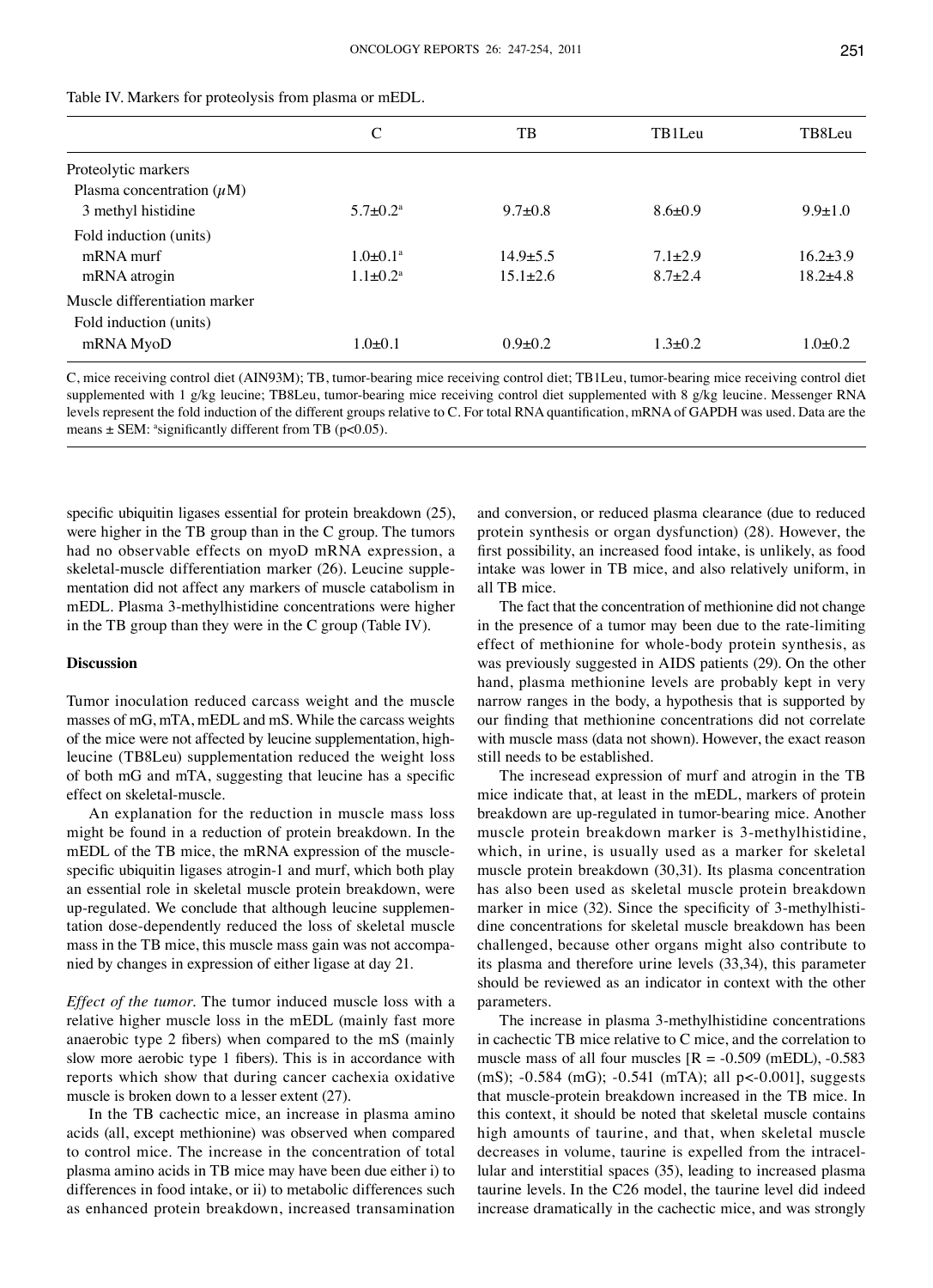Table IV. Markers for proteolysis from plasma or mEDL.

| | C | TB | TB1Leu | TB8Leu |
|---|---|---|---|---|
| Proteolytic markers | | | | |
| Plasma concentration ($\mu$M) | | | | |
| 3 methyl histidine | 5.7±0.2[a] | 9.7±0.8 | 8.6±0.9 | 9.9±1.0 |
| Fold induction (units) | | | | |
| mRNA murf | 1.0±0.1[a] | 14.9±5.5 | 7.1±2.9 | 16.2±3.9 |
| mRNA atrogin | 1.1±0.2[a] | 15.1±2.6 | 8.7±2.4 | 18.2±4.8 |
| Muscle differentiation marker | | | | |
| Fold induction (units) | | | | |
| mRNA MyoD | 1.0±0.1 | 0.9±0.2 | 1.3±0.2 | 1.0±0.2 |

C, mice receiving control diet (AIN93M); TB, tumor-bearing mice receiving control diet; TB1Leu, tumor-bearing mice receiving control diet supplemented with 1 g/kg leucine; TB8Leu, tumor-bearing mice receiving control diet supplemented with 8 g/kg leucine. Messenger RNA levels represent the fold induction of the different groups relative to C. For total RNA quantification, mRNA of GAPDH was used. Data are the means ± SEM: [a]significantly different from TB ($p<0.05$).

specific ubiquitin ligases essential for protein breakdown (25), were higher in the TB group than in the C group. The tumors had no observable effects on myoD mRNA expression, a skeletal-muscle differentiation marker (26). Leucine supplementation did not affect any markers of muscle catabolism in mEDL. Plasma 3-methylhistidine concentrations were higher in the TB group than they were in the C group (Table IV).

## Discussion

Tumor inoculation reduced carcass weight and the muscle masses of mG, mTA, mEDL and mS. While the carcass weights of the mice were not affected by leucine supplementation, high-leucine (TB8Leu) supplementation reduced the weight loss of both mG and mTA, suggesting that leucine has a specific effect on skeletal-muscle.

An explanation for the reduction in muscle mass loss might be found in a reduction of protein breakdown. In the mEDL of the TB mice, the mRNA expression of the muscle-specific ubiquitin ligases atrogin-1 and murf, which both play an essential role in skeletal muscle protein breakdown, were up-regulated. We conclude that although leucine supplementation dose-dependently reduced the loss of skeletal muscle mass in the TB mice, this muscle mass gain was not accompanied by changes in expression of either ligase at day 21.

*Effect of the tumor.* The tumor induced muscle loss with a relative higher muscle loss in the mEDL (mainly fast more anaerobic type 2 fibers) when compared to the mS (mainly slow more aerobic type 1 fibers). This is in accordance with reports which show that during cancer cachexia oxidative muscle is broken down to a lesser extent (27).

In the TB cachectic mice, an increase in plasma amino acids (all, except methionine) was observed when compared to control mice. The increase in the concentration of total plasma amino acids in TB mice may have been due either i) to differences in food intake, or ii) to metabolic differences such as enhanced protein breakdown, increased transamination and conversion, or reduced plasma clearance (due to reduced protein synthesis or organ dysfunction) (28). However, the first possibility, an increased food intake, is unlikely, as food intake was lower in TB mice, and also relatively uniform, in all TB mice.

The fact that the concentration of methionine did not change in the presence of a tumor may been due to the rate-limiting effect of methionine for whole-body protein synthesis, as was previously suggested in AIDS patients (29). On the other hand, plasma methionine levels are probably kept in very narrow ranges in the body, a hypothesis that is supported by our finding that methionine concentrations did not correlate with muscle mass (data not shown). However, the exact reason still needs to be established.

The incresead expression of murf and atrogin in the TB mice indicate that, at least in the mEDL, markers of protein breakdown are up-regulated in tumor-bearing mice. Another muscle protein breakdown marker is 3-methylhistidine, which, in urine, is usually used as a marker for skeletal muscle protein breakdown (30,31). Its plasma concentration has also been used as skeletal muscle protein breakdown marker in mice (32). Since the specificity of 3-methylhistidine concentrations for skeletal muscle breakdown has been challenged, because other organs might also contribute to its plasma and therefore urine levels (33,34), this parameter should be reviewed as an indicator in context with the other parameters.

The increase in plasma 3-methylhistidine concentrations in cachectic TB mice relative to C mice, and the correlation to muscle mass of all four muscles [$R = -0.509$ (mEDL), -0.583 (mS); -0.584 (mG); -0.541 (mTA); all $p<-0.001$], suggests that muscle-protein breakdown increased in the TB mice. In this context, it should be noted that skeletal muscle contains high amounts of taurine, and that, when skeletal muscle decreases in volume, taurine is expelled from the intracellular and interstitial spaces (35), leading to increased plasma taurine levels. In the C26 model, the taurine level did indeed increase dramatically in the cachectic mice, and was strongly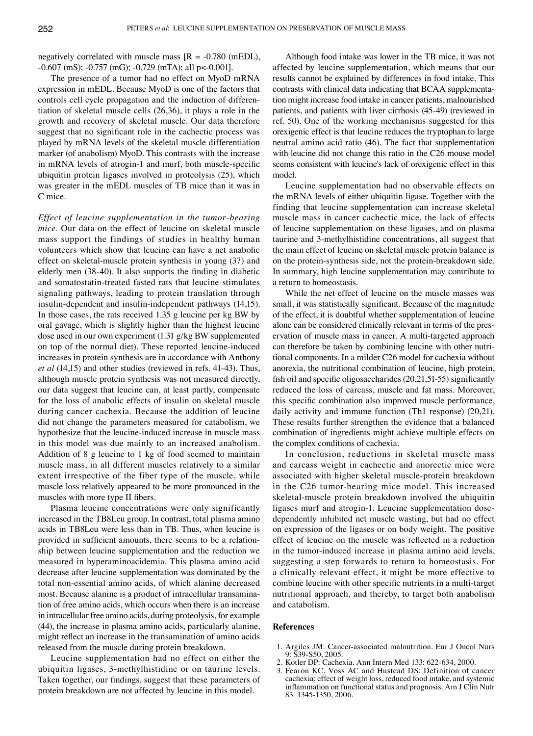negatively correlated with muscle mass [R = -0.780 (mEDL), -0.607 (mS); -0.757 (mG); -0.729 (mTA); all p<-0.001].

The presence of a tumor had no effect on MyoD mRNA expression in mEDL. Because MyoD is one of the factors that controls cell cycle propagation and the induction of differentiation of skeletal muscle cells (26,36), it plays a role in the growth and recovery of skeletal muscle. Our data therefore suggest that no significant role in the cachectic process was played by mRNA levels of the skeletal muscle differentiation marker (of anabolism) MyoD. This contrasts with the increase in mRNA levels of atrogin-1 and murf, both muscle-specific ubiquitin protein ligases involved in proteolysis (25), which was greater in the mEDL muscles of TB mice than it was in C mice.

*Effect of leucine supplementation in the tumor-bearing mice*. Our data on the effect of leucine on skeletal muscle mass support the findings of studies in healthy human volunteers which show that leucine can have a net anabolic effect on skeletal-muscle protein synthesis in young (37) and elderly men (38-40). It also supports the finding in diabetic and somatostatin-treated fasted rats that leucine stimulates signaling pathways, leading to protein translation through insulin-dependent and insulin-independent pathways (14,15). In those cases, the rats received 1.35 g leucine per kg BW by oral gavage, which is slightly higher than the highest leucine dose used in our own experiment (1.31 g/kg BW supplemented on top of the normal diet). These reported leucine-induced increases in protein synthesis are in accordance with Anthony *et al* (14,15) and other studies (reviewed in refs. 41-43). Thus, although muscle protein synthesis was not measured directly, our data suggest that leucine can, at least partly, compensate for the loss of anabolic effects of insulin on skeletal muscle during cancer cachexia. Because the addition of leucine did not change the parameters measured for catabolism, we hypothesize that the leucine-induced increase in muscle mass in this model was due mainly to an increased anabolism. Addition of 8 g leucine to 1 kg of food seemed to maintain muscle mass, in all different muscles relatively to a similar extent irrespective of the fiber type of the muscle, while muscle loss relatively appeared to be more pronounced in the muscles with more type II fibers.

Plasma leucine concentrations were only significantly increased in the TB8Leu group. In contrast, total plasma amino acids in TB8Leu were less than in TB. Thus, when leucine is provided in sufficient amounts, there seems to be a relationship between leucine supplementation and the reduction we measured in hyperaminoacidemia. This plasma amino acid decrease after leucine supplementation was dominated by the total non-essential amino acids, of which alanine decreased most. Because alanine is a product of intracellular transamination of free amino acids, which occurs when there is an increase in intracellular free amino acids, during proteolysis, for example (44), the increase in plasma amino acids, particularly alanine, might reflect an increase in the transamination of amino acids released from the muscle during protein breakdown.

Leucine supplementation had no effect on either the ubiquitin ligases, 3-methylhistidine or on taurine levels. Taken together, our findings, suggest that these parameters of protein breakdown are not affected by leucine in this model.

Although food intake was lower in the TB mice, it was not affected by leucine supplementation, which means that our results cannot be explained by differences in food intake. This contrasts with clinical data indicating that BCAA supplementation might increase food intake in cancer patients, malnourished patients, and patients with liver cirrhosis (45-49) (reviewed in ref. 50). One of the working mechanisms suggested for this orexigenic effect is that leucine reduces the tryptophan to large neutral amino acid ratio (46). The fact that supplementation with leucine did not change this ratio in the C26 mouse model seems consistent with leucine's lack of orexigenic effect in this model.

Leucine supplementation had no observable effects on the mRNA levels of either ubiquitin ligase. Together with the finding that leucine supplementation can increase skeletal muscle mass in cancer cachectic mice, the lack of effects of leucine supplementation on these ligases, and on plasma taurine and 3-methylhistidine concentrations, all suggest that the main effect of leucine on skeletal muscle protein balance is on the protein-synthesis side, not the protein-breakdown side. In summary, high leucine supplementation may contribute to a return to homeostasis.

While the net effect of leucine on the muscle masses was small, it was statistically significant. Because of the magnitude of the effect, it is doubtful whether supplementation of leucine alone can be considered clinically relevant in terms of the preservation of muscle mass in cancer. A multi-targeted approach can therefore be taken by combining leucine with other nutritional components. In a milder C26 model for cachexia without anorexia, the nutritional combination of leucine, high protein, fish oil and specific oligosaccharides (20,21,51-55) significantly reduced the loss of carcass, muscle and fat mass. Moreover, this specific combination also improved muscle performance, daily activity and immune function (Th1 response) (20,21). These results further strengthen the evidence that a balanced combination of ingredients might achieve multiple effects on the complex conditions of cachexia.

In conclusion, reductions in skeletal muscle mass and carcass weight in cachectic and anorectic mice were associated with higher skeletal muscle-protein breakdown in the C26 tumor-bearing mice model. This increased skeletal-muscle protein breakdown involved the ubiquitin ligases murf and atrogin-1. Leucine supplementation dose-dependently inhibited net muscle wasting, but had no effect on expression of the ligases or on body weight. The positive effect of leucine on the muscle was reflected in a reduction in the tumor-induced increase in plasma amino acid levels, suggesting a step forwards to return to homeostasis. For a clinically relevant effect, it might be more effective to combine leucine with other specific nutrients in a multi-target nutritional approach, and thereby, to target both anabolism and catabolism.

## References

1. Argiles JM: Cancer-associated malnutrition. Eur J Oncol Nurs 9: S39-S50, 2005.
2. Kotler DP: Cachexia. Ann Intern Med 133: 622-634, 2000.
3. Fearon KC, Voss AC and Hustead DS: Definition of cancer cachexia: effect of weight loss, reduced food intake, and systemic inflammation on functional status and prognosis. Am J Clin Nutr 83: 1345-1350, 2006.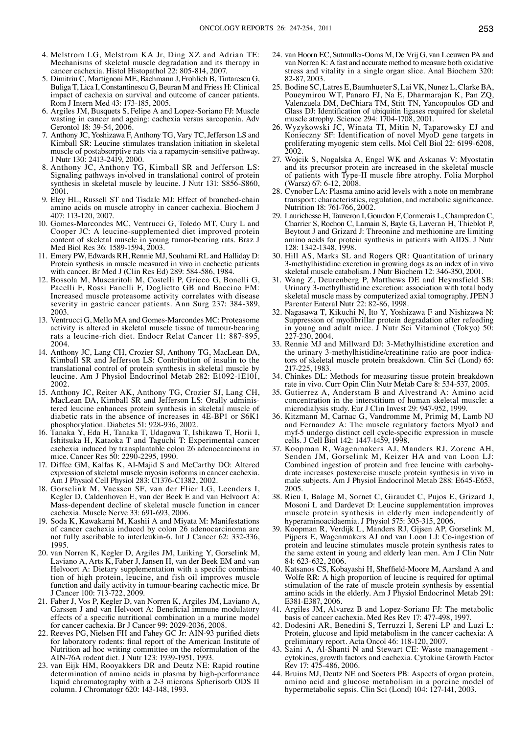4. Melstrom LG, Melstrom KA Jr, Ding XZ and Adrian TE: Mechanisms of skeletal muscle degradation and its therapy in cancer cachexia. Histol Histopathol 22: 805-814, 2007.
5. Dimitriu C, Martignoni ME, Bachmann J, Frohlich B, Tintarescu G, Buliga T, Lica I, Constantinescu G, Beuran M and Friess H: Clinical impact of cachexia on survival and outcome of cancer patients. Rom J Intern Med 43: 173-185, 2005.
6. Argiles JM, Busquets S, Felipe A and Lopez-Soriano FJ: Muscle wasting in cancer and ageing: cachexia versus sarcopenia. Adv Gerontol 18: 39-54, 2006.
7. Anthony JC, Yoshizawa F, Anthony TG, Vary TC, Jefferson LS and Kimball SR: Leucine stimulates translation initiation in skeletal muscle of postabsorptive rats via a rapamycin-sensitive pathway. J Nutr 130: 2413-2419, 2000.
8. Anthony JC, Anthony TG, Kimball SR and Jefferson LS: Signaling pathways involved in translational control of protein synthesis in skeletal muscle by leucine. J Nutr 131: S856-S860, 2001.
9. Eley HL, Russell ST and Tisdale MJ: Effect of branched-chain amino acids on muscle atrophy in cancer cachexia. Biochem J 407: 113-120, 2007.
10. Gomes-Marcondes MC, Ventrucci G, Toledo MT, Cury L and Cooper JC: A leucine-supplemented diet improved protein content of skeletal muscle in young tumor-bearing rats. Braz J Med Biol Res 36: 1589-1594, 2003.
11. Emery PW, Edwards RH, Rennie MJ, Souhami RL and Halliday D: Protein synthesis in muscle measured in vivo in cachectic patients with cancer. Br Med J (Clin Res Ed) 289: 584-586, 1984.
12. Bossola M, Muscaritoli M, Costelli P, Grieco G, Bonelli G, Pacelli F, Rossi Fanelli F, Doglietto GB and Baccino FM: Increased muscle proteasome activity correlates with disease severity in gastric cancer patients. Ann Surg 237: 384-389, 2003.
13. Ventrucci G, Mello MA and Gomes-Marcondes MC: Proteasome activity is altered in skeletal muscle tissue of tumour-bearing rats a leucine-rich diet. Endocr Relat Cancer 11: 887-895, 2004.
14. Anthony JC, Lang CH, Crozier SJ, Anthony TG, MacLean DA, Kimball SR and Jefferson LS: Contribution of insulin to the translational control of protein synthesis in skeletal muscle by leucine. Am J Physiol Endocrinol Metab 282: E1092-1E101, 2002.
15. Anthony JC, Reiter AK, Anthony TG, Crozier SJ, Lang CH, MacLean DA, Kimball SR and Jefferson LS: Orally administered leucine enhances protein synthesis in skeletal muscle of diabetic rats in the absence of increases in 4E-BP1 or S6K1 phosphorylation. Diabetes 51: 928-936, 2002.
16. Tanaka Y, Eda H, Tanaka T, Udagawa T, Ishikawa T, Horii I, Ishitsuka H, Kataoka T and Taguchi T: Experimental cancer cachexia induced by transplantable colon 26 adenocarcinoma in mice. Cancer Res 50: 2290-2295, 1990.
17. Diffee GM, Kalfas K, Al-Majid S and McCarthy DO: Altered expression of skeletal muscle myosin isoforms in cancer cachexia. Am J Physiol Cell Physiol 283: C1376-C1382, 2002.
18. Gorselink M, Vaessen SF, van der Flier LG, Leenders I, Kegler D, Caldenhoven E, van der Beek E and van Helvoort A: Mass-dependent decline of skeletal muscle function in cancer cachexia. Muscle Nerve 33: 691-693, 2006.
19. Soda K, Kawakami M, Kashii A and Miyata M: Manifestations of cancer cachexia induced by colon 26 adenocarcinoma are not fully ascribable to interleukin-6. Int J Cancer 62: 332-336, 1995.
20. van Norren K, Kegler D, Argiles JM, Luiking Y, Gorselink M, Laviano A, Arts K, Faber J, Jansen H, van der Beek EM and van Helvoort A: Dietary supplementation with a specific combination of high protein, leucine, and fish oil improves muscle function and daily activity in tumour-bearing cachectic mice. Br J Cancer 100: 713-722, 2009.
21. Faber J, Vos P, Kegler D, van Norren K, Argiles JM, Laviano A, Garssen J and van Helvoort A: Beneficial immune modulatory effects of a specific nutritional combination in a murine model for cancer cachexia. Br J Cancer 99: 2029-2036, 2008.
22. Reeves PG, Nielsen FH and Fahey GC Jr: AIN-93 purified diets for laboratory rodents: final report of the American Institute of Nutrition ad hoc writing committee on the reformulation of the AIN-76A rodent diet. J Nutr 123: 1939-1951, 1993.
23. van Eijk HM, Rooyakkers DR and Deutz NE: Rapid routine determination of amino acids in plasma by high-performance liquid chromatography with a 2-3 microns Spherisorb ODS II column. J Chromatogr 620: 143-148, 1993.
24. van Hoorn EC, Sutmuller-Ooms M, De Vrij G, van Leeuwen PA and van Norren K: A fast and accurate method to measure both oxidative stress and vitality in a single organ slice. Anal Biochem 320: 82-87, 2003.
25. Bodine SC, Latres E, Baumhueter S, Lai VK, Nunez L, Clarke BA, Poueymirou WT, Panaro FJ, Na E, Dharmarajan K, Pan ZQ, Valenzuela DM, DeChiara TM, Stitt TN, Yancopoulos GD and Glass DJ: Identification of ubiquitin ligases required for skeletal muscle atrophy. Science 294: 1704-1708, 2001.
26. Wyzykowski JC, Winata TI, Mitin N, Taparowsky EJ and Konieczny SF: Identification of novel MyoD gene targets in proliferating myogenic stem cells. Mol Cell Biol 22: 6199-6208, 2002.
27. Wojcik S, Nogalska A, Engel WK and Askanas V: Myostatin and its precursor protein are increased in the skeletal muscle of patients with Type-II muscle fibre atrophy. Folia Morphol (Warsz) 67: 6-12, 2008.
28. Cynober LA: Plasma amino acid levels with a note on membrane transport: characteristics, regulation, and metabolic significance. Nutrition 18: 761-766, 2002.
29. Laurichesse H, Tauveron I, Gourdon F, Cormerais L, Champredon C, Charrier S, Rochon C, Lamain S, Bayle G, Laveran H, Thieblot P, Beytout J and Grizard J: Threonine and methionine are limiting amino acids for protein synthesis in patients with AIDS. J Nutr 128: 1342-1348, 1998.
30. Hill AS, Marks SL and Rogers QR: Quantitation of urinary 3-methylhistidine excretion in growing dogs as an index of in vivo skeletal muscle catabolism. J Nutr Biochem 12: 346-350, 2001.
31. Wang Z, Deurenberg P, Matthews DE and Heymsfield SB: Urinary 3-methylhistidine excretion: association with total body skeletal muscle mass by computerized axial tomography. JPEN J Parenter Enteral Nutr 22: 82-86, 1998.
32. Nagasawa T, Kikuchi N, Ito Y, Yoshizawa F and Nishizawa N: Suppression of myofibrillar protein degradation after refeeding in young and adult mice. J Nutr Sci Vitaminol (Tokyo) 50: 227-230, 2004.
33. Rennie MJ and Millward DJ: 3-Methylhistidine excretion and the urinary 3-methylhistidine/creatinine ratio are poor indicators of skeletal muscle protein breakdown. Clin Sci (Lond) 65: 217-225, 1983.
34. Chinkes DL: Methods for measuring tissue protein breakdown rate in vivo. Curr Opin Clin Nutr Metab Care 8: 534-537, 2005.
35. Gutierrez A, Anderstam B and Alvestrand A: Amino acid concentration in the interstitium of human skeletal muscle: a microdialysis study. Eur J Clin Invest 29: 947-952, 1999.
36. Kitzmann M, Carnac G, Vandromme M, Primig M, Lamb NJ and Fernandez A: The muscle regulatory factors MyoD and myf-5 undergo distinct cell cycle-specific expression in muscle cells. J Cell Biol 142: 1447-1459, 1998.
37. Koopman R, Wagenmakers AJ, Manders RJ, Zorenc AH, Senden JM, Gorselink M, Keizer HA and van Loon LJ: Combined ingestion of protein and free leucine with carbohydrate increases postexercise muscle protein synthesis in vivo in male subjects. Am J Physiol Endocrinol Metab 288: E645-E653, 2005.
38. Rieu I, Balage M, Sornet C, Giraudet C, Pujos E, Grizard J, Mosoni L and Dardevet D: Leucine supplementation improves muscle protein synthesis in elderly men independently of hyperaminoacidaemia. J Physiol 575: 305-315, 2006.
39. Koopman R, Verdijk L, Manders RJ, Gijsen AP, Gorselink M, Pijpers E, Wagenmakers AJ and van Loon LJ: Co-ingestion of protein and leucine stimulates muscle protein synthesis rates to the same extent in young and elderly lean men. Am J Clin Nutr 84: 623-632, 2006.
40. Katsanos CS, Kobayashi H, Sheffield-Moore M, Aarsland A and Wolfe RR: A high proportion of leucine is required for optimal stimulation of the rate of muscle protein synthesis by essential amino acids in the elderly. Am J Physiol Endocrinol Metab 291: E381-E387, 2006.
41. Argiles JM, Alvarez B and Lopez-Soriano FJ: The metabolic basis of cancer cachexia. Med Res Rev 17: 477-498, 1997.
42. Dodesini AR, Benedini S, Terruzzi I, Sereni LP and Luzi L: Protein, glucose and lipid metabolism in the cancer cachexia: A preliminary report. Acta Oncol 46: 118-120, 2007.
43. Saini A, Al-Shanti N and Stewart CE: Waste management - cytokines, growth factors and cachexia. Cytokine Growth Factor Rev 17: 475-486, 2006.
44. Bruins MJ, Deutz NE and Soeters PB: Aspects of organ protein, amino acid and glucose metabolism in a porcine model of hypermetabolic sepsis. Clin Sci (Lond) 104: 127-141, 2003.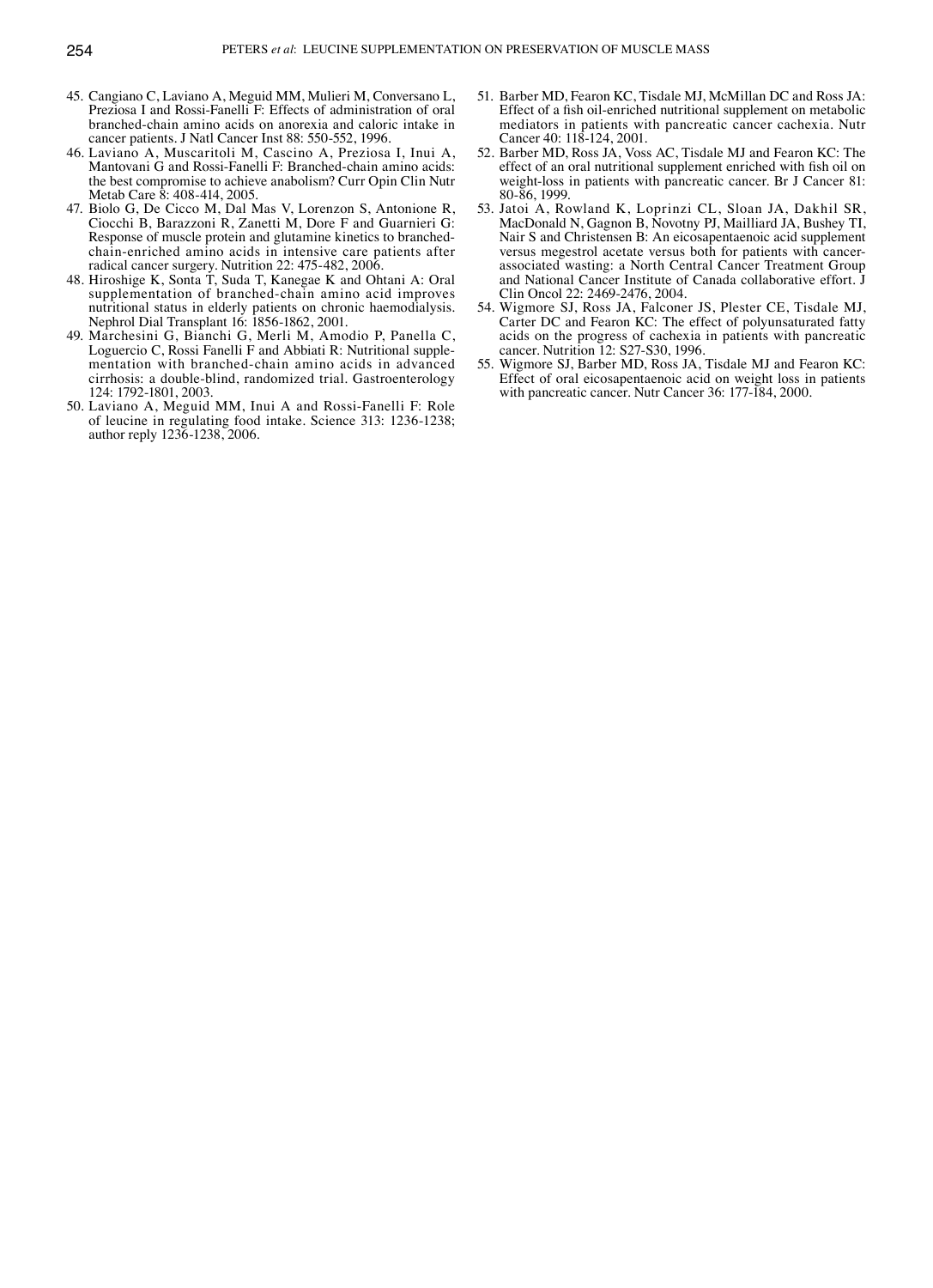45. Cangiano C, Laviano A, Meguid MM, Mulieri M, Conversano L, Preziosa I and Rossi-Fanelli F: Effects of administration of oral branched-chain amino acids on anorexia and caloric intake in cancer patients. J Natl Cancer Inst 88: 550-552, 1996.
46. Laviano A, Muscaritoli M, Cascino A, Preziosa I, Inui A, Mantovani G and Rossi-Fanelli F: Branched-chain amino acids: the best compromise to achieve anabolism? Curr Opin Clin Nutr Metab Care 8: 408-414, 2005.
47. Biolo G, De Cicco M, Dal Mas V, Lorenzon S, Antonione R, Ciocchi B, Barazzoni R, Zanetti M, Dore F and Guarnieri G: Response of muscle protein and glutamine kinetics to branched-chain-enriched amino acids in intensive care patients after radical cancer surgery. Nutrition 22: 475-482, 2006.
48. Hiroshige K, Sonta T, Suda T, Kanegae K and Ohtani A: Oral supplementation of branched-chain amino acid improves nutritional status in elderly patients on chronic haemodialysis. Nephrol Dial Transplant 16: 1856-1862, 2001.
49. Marchesini G, Bianchi G, Merli M, Amodio P, Panella C, Loguercio C, Rossi Fanelli F and Abbiati R: Nutritional supplementation with branched-chain amino acids in advanced cirrhosis: a double-blind, randomized trial. Gastroenterology 124: 1792-1801, 2003.
50. Laviano A, Meguid MM, Inui A and Rossi-Fanelli F: Role of leucine in regulating food intake. Science 313: 1236-1238; author reply 1236-1238, 2006.
51. Barber MD, Fearon KC, Tisdale MJ, McMillan DC and Ross JA: Effect of a fish oil-enriched nutritional supplement on metabolic mediators in patients with pancreatic cancer cachexia. Nutr Cancer 40: 118-124, 2001.
52. Barber MD, Ross JA, Voss AC, Tisdale MJ and Fearon KC: The effect of an oral nutritional supplement enriched with fish oil on weight-loss in patients with pancreatic cancer. Br J Cancer 81: 80-86, 1999.
53. Jatoi A, Rowland K, Loprinzi CL, Sloan JA, Dakhil SR, MacDonald N, Gagnon B, Novotny PJ, Mailliard JA, Bushey TI, Nair S and Christensen B: An eicosapentaenoic acid supplement versus megestrol acetate versus both for patients with cancer-associated wasting: a North Central Cancer Treatment Group and National Cancer Institute of Canada collaborative effort. J Clin Oncol 22: 2469-2476, 2004.
54. Wigmore SJ, Ross JA, Falconer JS, Plester CE, Tisdale MJ, Carter DC and Fearon KC: The effect of polyunsaturated fatty acids on the progress of cachexia in patients with pancreatic cancer. Nutrition 12: S27-S30, 1996.
55. Wigmore SJ, Barber MD, Ross JA, Tisdale MJ and Fearon KC: Effect of oral eicosapentaenoic acid on weight loss in patients with pancreatic cancer. Nutr Cancer 36: 177-184, 2000.